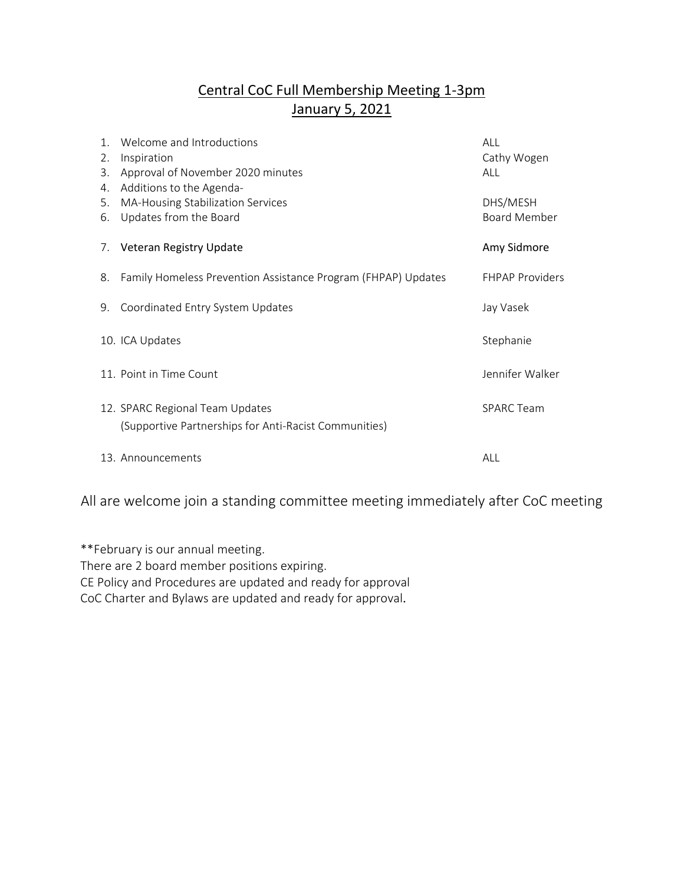# Central CoC Full Membership Meeting 1-3pm
## January 5, 2021

| # | Agenda Item | Presenter |
|---|---|---|
| 1. | Welcome and Introductions | ALL |
| 2. | Inspiration | Cathy Wogen |
| 3. | Approval of November 2020 minutes | ALL |
| 4. | Additions to the Agenda- | |
| 5. | MA-Housing Stabilization Services | DHS/MESH |
| 6. | Updates from the Board | Board Member |
| 7. | Veteran Registry Update | Amy Sidmore |
| 8. | Family Homeless Prevention Assistance Program (FHPAP) Updates | FHPAP Providers |
| 9. | Coordinated Entry System Updates | Jay Vasek |
| 10. | ICA Updates | Stephanie |
| 11. | Point in Time Count | Jennifer Walker |
| 12. | SPARC Regional Team Updates (Supportive Partnerships for Anti-Racist Communities) | SPARC Team |
| 13. | Announcements | ALL |

All are welcome join a standing committee meeting immediately after CoC meeting

**February is our annual meeting.
There are 2 board member positions expiring.
CE Policy and Procedures are updated and ready for approval
CoC Charter and Bylaws are updated and ready for approval.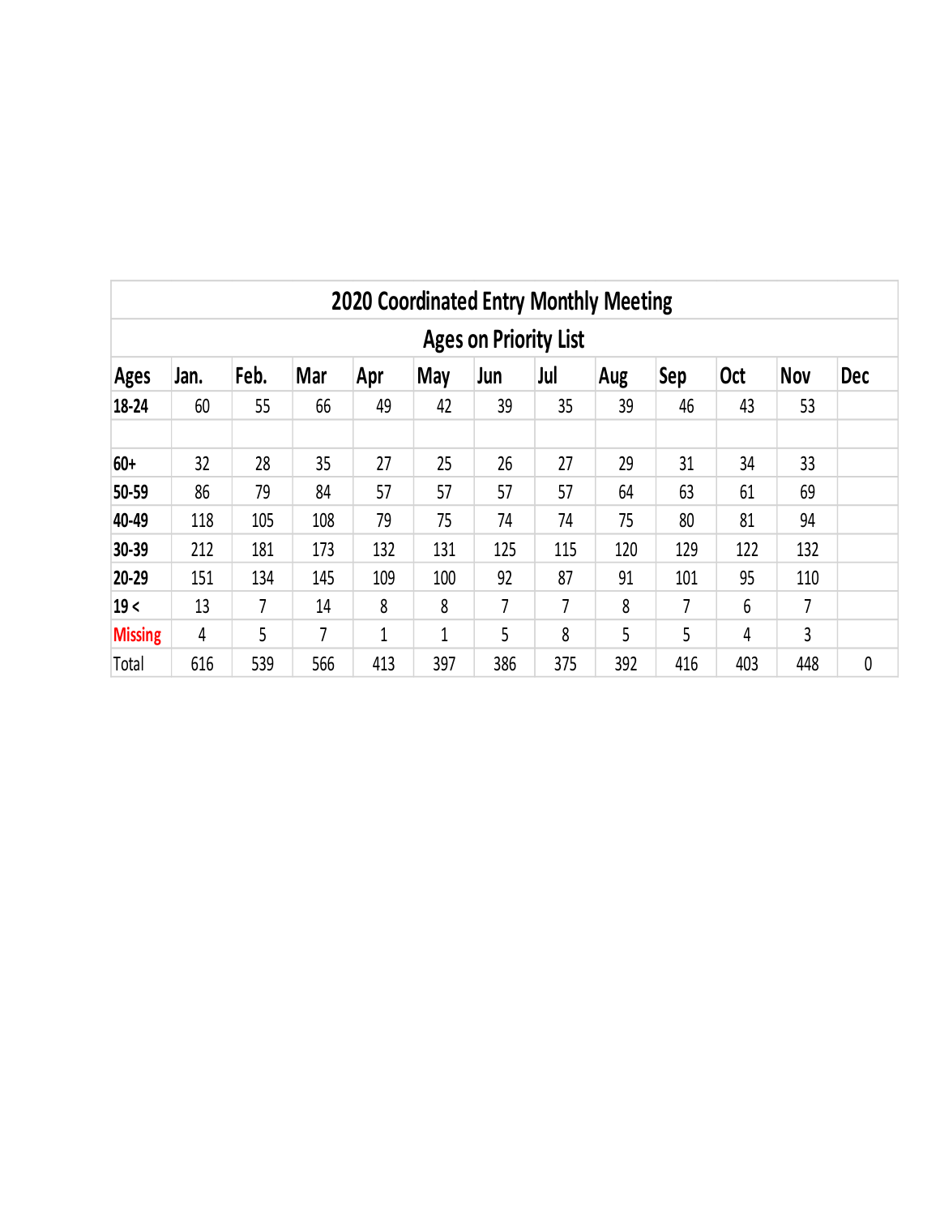| 2020 Coordinated Entry Monthly Meeting | | | | | | | | | | | | |
|---|---|---|---|---|---|---|---|---|---|---|---|---|
| Ages on Priority List | | | | | | | | | | | | |
| **Ages** | **Jan.** | **Feb.** | **Mar** | **Apr** | **May** | **Jun** | **Jul** | **Aug** | **Sep** | **Oct** | **Nov** | **Dec** |
| **18-24** | 60 | 55 | 66 | 49 | 42 | 39 | 35 | 39 | 46 | 43 | 53 | |
| | | | | | | | | | | | | |
| **60+** | 32 | 28 | 35 | 27 | 25 | 26 | 27 | 29 | 31 | 34 | 33 | |
| **50-59** | 86 | 79 | 84 | 57 | 57 | 57 | 57 | 64 | 63 | 61 | 69 | |
| **40-49** | 118 | 105 | 108 | 79 | 75 | 74 | 74 | 75 | 80 | 81 | 94 | |
| **30-39** | 212 | 181 | 173 | 132 | 131 | 125 | 115 | 120 | 129 | 122 | 132 | |
| **20-29** | 151 | 134 | 145 | 109 | 100 | 92 | 87 | 91 | 101 | 95 | 110 | |
| **19 <** | 13 | 7 | 14 | 8 | 8 | 7 | 7 | 8 | 7 | 6 | 7 | |
| Missing | 4 | 5 | 7 | 1 | 1 | 5 | 8 | 5 | 5 | 4 | 3 | |
| Total | 616 | 539 | 566 | 413 | 397 | 386 | 375 | 392 | 416 | 403 | 448 | 0 |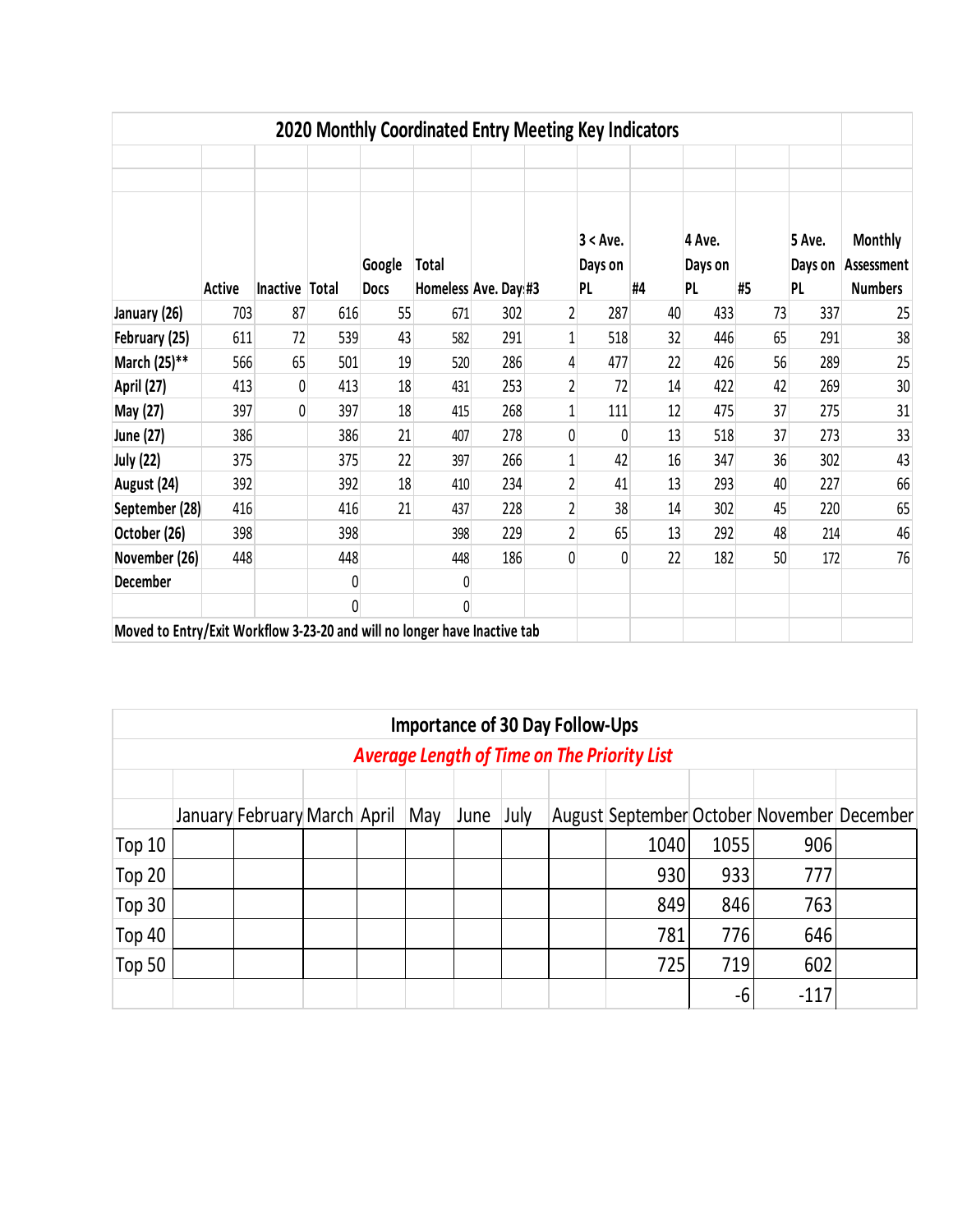## 2020 Monthly Coordinated Entry Meeting Key Indicators

| | Active | Inactive | Total | Google Docs | Total Homeless | Ave. Day | #3 | 3 < Ave. Days on PL | #4 | 4 Ave. Days on PL | #5 | 5 Ave. Days on PL | Monthly Assessment Numbers |
|---|---|---|---|---|---|---|---|---|---|---|---|---|---|
| January (26) | 703 | 87 | 616 | 55 | 671 | 302 | 2 | 287 | 40 | 433 | 73 | 337 | 25 |
| February (25) | 611 | 72 | 539 | 43 | 582 | 291 | 1 | 518 | 32 | 446 | 65 | 291 | 38 |
| March (25)** | 566 | 65 | 501 | 19 | 520 | 286 | 4 | 477 | 22 | 426 | 56 | 289 | 25 |
| April (27) | 413 | 0 | 413 | 18 | 431 | 253 | 2 | 72 | 14 | 422 | 42 | 269 | 30 |
| May (27) | 397 | 0 | 397 | 18 | 415 | 268 | 1 | 111 | 12 | 475 | 37 | 275 | 31 |
| June (27) | 386 | | 386 | 21 | 407 | 278 | 0 | 0 | 13 | 518 | 37 | 273 | 33 |
| July (22) | 375 | | 375 | 22 | 397 | 266 | 1 | 42 | 16 | 347 | 36 | 302 | 43 |
| August (24) | 392 | | 392 | 18 | 410 | 234 | 2 | 41 | 13 | 293 | 40 | 227 | 66 |
| September (28) | 416 | | 416 | 21 | 437 | 228 | 2 | 38 | 14 | 302 | 45 | 220 | 65 |
| October (26) | 398 | | 398 | | 398 | 229 | 2 | 65 | 13 | 292 | 48 | 214 | 46 |
| November (26) | 448 | | 448 | | 448 | 186 | 0 | 0 | 22 | 182 | 50 | 172 | 76 |
| December | | | 0 | | 0 | | | | | | | | |
| | | | 0 | | 0 | | | | | | | | |

Moved to Entry/Exit Workflow 3-23-20 and will no longer have Inactive tab

## Importance of 30 Day Follow-Ups

*Average Length of Time on The Priority List*

| | January | February | March | April | May | June | July | August | September | October | November | December |
|---|---|---|---|---|---|---|---|---|---|---|---|---|
| Top 10 | | | | | | | | | 1040 | 1055 | 906 | |
| Top 20 | | | | | | | | | 930 | 933 | 777 | |
| Top 30 | | | | | | | | | 849 | 846 | 763 | |
| Top 40 | | | | | | | | | 781 | 776 | 646 | |
| Top 50 | | | | | | | | | 725 | 719 | 602 | |
| | | | | | | | | | | -6 | -117 | |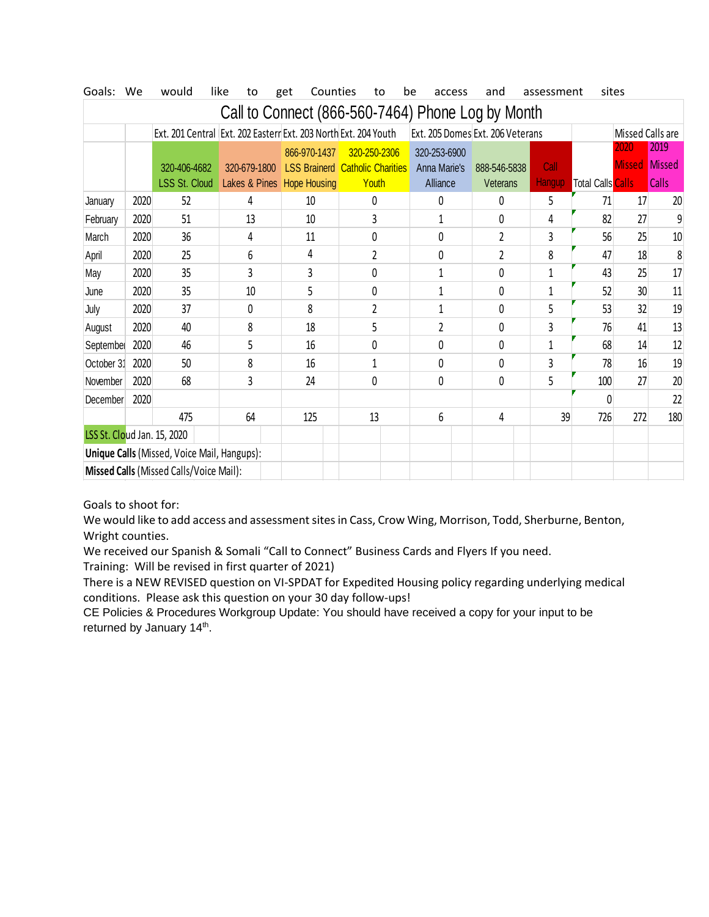Goals: We would like to get Counties to be access and assessment sites

| | | | | | | | | | | | | |
|---|---|---|---|---|---|---|---|---|---|---|---|---|
| **Call to Connect (866-560-7464) Phone Log by Month** | | | | | | | | | | | | |
| | | Ext. 201 Central | Ext. 202 Eastern | Ext. 203 North | Ext. 204 Youth | Ext. 205 Domes | Ext. 206 Veterans | | | Missed Calls are | | |
| | | 320-406-4682 LSS St. Cloud | 320-679-1800 Lakes & Pines | 866-970-1437 LSS Brainerd Hope Housing | 320-250-2306 Catholic Charities Youth | 320-253-6900 Anna Marie's Alliance | 888-546-5838 Veterans | Call Hangup | Total Calls | 2020 Missed Calls | 2019 Missed Calls | |
| January | 2020 | 52 | 4 | 10 | 0 | 0 | 0 | 5 | 71 | 17 | 20 | |
| February | 2020 | 51 | 13 | 10 | 3 | 1 | 0 | 4 | 82 | 27 | 9 | |
| March | 2020 | 36 | 4 | 11 | 0 | 0 | 2 | 3 | 56 | 25 | 10 | |
| April | 2020 | 25 | 6 | 4 | 2 | 0 | 2 | 8 | 47 | 18 | 8 | |
| May | 2020 | 35 | 3 | 3 | 0 | 1 | 0 | 1 | 43 | 25 | 17 | |
| June | 2020 | 35 | 10 | 5 | 0 | 1 | 0 | 1 | 52 | 30 | 11 | |
| July | 2020 | 37 | 0 | 8 | 2 | 1 | 0 | 5 | 53 | 32 | 19 | |
| August | 2020 | 40 | 8 | 18 | 5 | 2 | 0 | 3 | 76 | 41 | 13 | |
| Septembe | 2020 | 46 | 5 | 16 | 0 | 0 | 0 | 1 | 68 | 14 | 12 | |
| October 31 | 2020 | 50 | 8 | 16 | 1 | 0 | 0 | 3 | 78 | 16 | 19 | |
| November | 2020 | 68 | 3 | 24 | 0 | 0 | 0 | 5 | 100 | 27 | 20 | |
| December | 2020 | | | | | | | | 0 | | 22 | |
| | | 475 | 64 | 125 | 13 | 6 | 4 | 39 | 726 | 272 | 180 | |
| LSS St. Cloud Jan. 15, 2020 | | | | | | | | | | | | |
| **Unique Calls** (Missed, Voice Mail, Hangups): | | | | | | | | | | | | |
| **Missed Calls** (Missed Calls/Voice Mail): | | | | | | | | | | | | |

Goals to shoot for:

We would like to add access and assessment sites in Cass, Crow Wing, Morrison, Todd, Sherburne, Benton, Wright counties.

We received our Spanish & Somali "Call to Connect" Business Cards and Flyers If you need.

Training: Will be revised in first quarter of 2021)

There is a NEW REVISED question on VI-SPDAT for Expedited Housing policy regarding underlying medical conditions. Please ask this question on your 30 day follow-ups!

CE Policies & Procedures Workgroup Update: You should have received a copy for your input to be returned by January 14th.